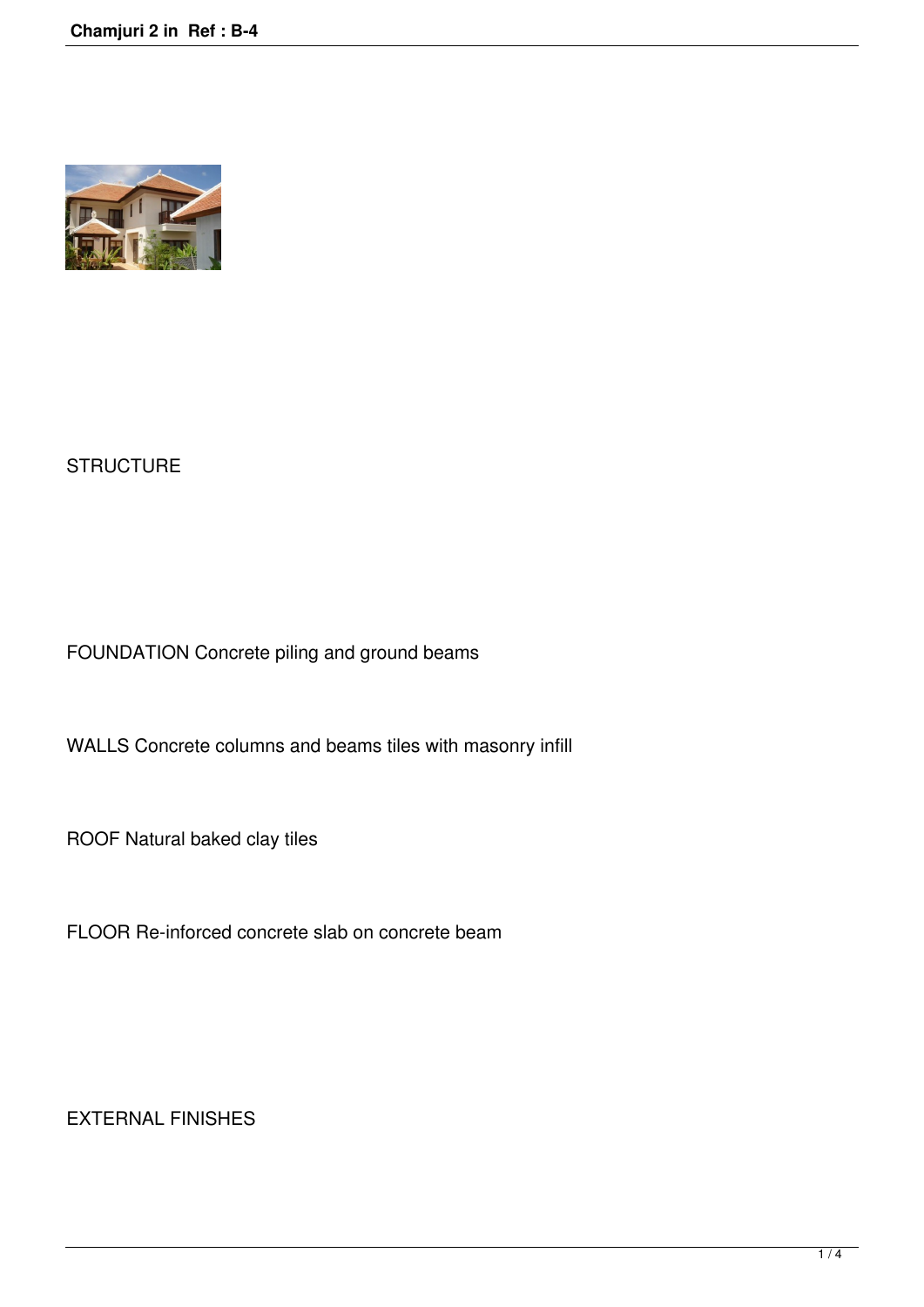STRUCTURE

FOUNDATION Concrete piling and ground beams

WALLS Concrete columns and beams tiles with masonry infill

ROOF Natural baked clay tiles

FLOOR Re-inforced concrete slab on concrete beam

EXTERNAL FINISHES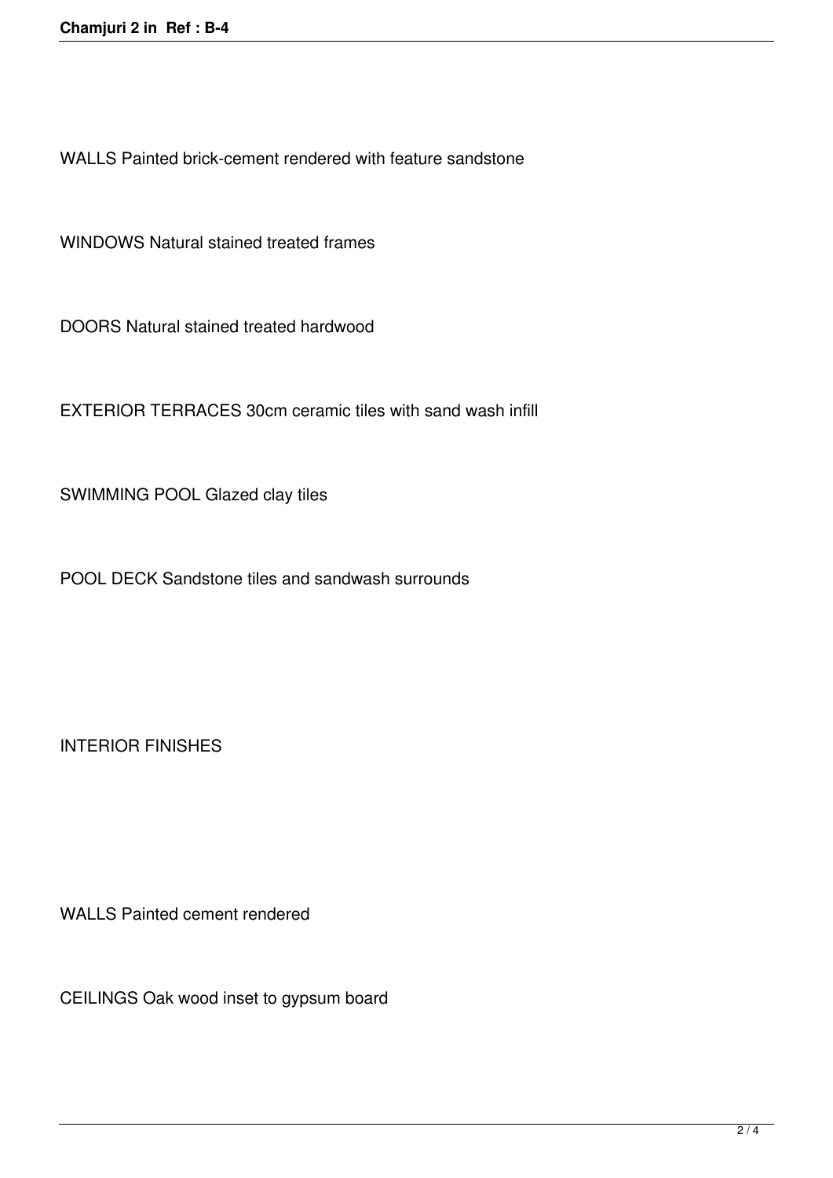WALLS Painted brick-cement rendered with feature sandstone

WINDOWS Natural stained treated frames

DOORS Natural stained treated hardwood

EXTERIOR TERRACES 30cm ceramic tiles with sand wash infill

SWIMMING POOL Glazed clay tiles

POOL DECK Sandstone tiles and sandwash surrounds

INTERIOR FINISHES

WALLS Painted cement rendered

CEILINGS Oak wood inset to gypsum board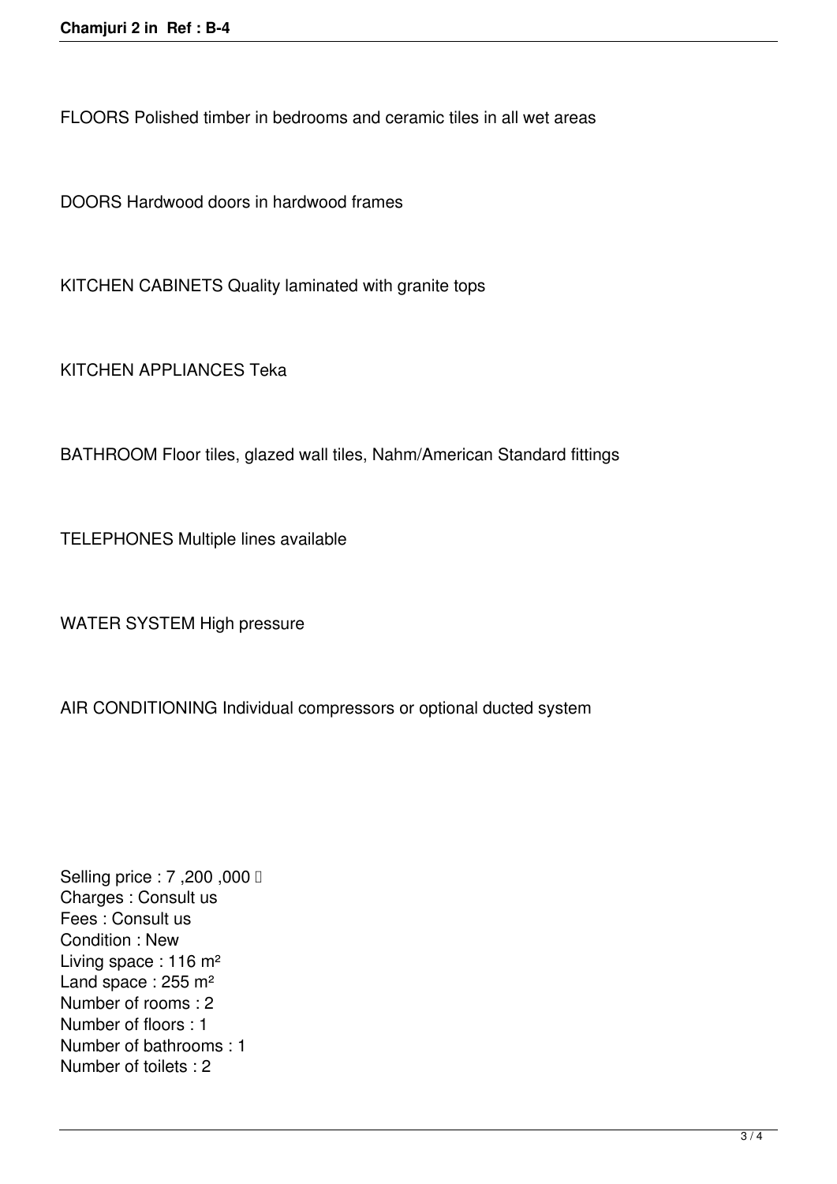FLOORS Polished timber in bedrooms and ceramic tiles in all wet areas

DOORS Hardwood doors in hardwood frames

KITCHEN CABINETS Quality laminated with granite tops

KITCHEN APPLIANCES Teka

BATHROOM Floor tiles, glazed wall tiles, Nahm/American Standard fittings

TELEPHONES Multiple lines available

WATER SYSTEM High pressure

AIR CONDITIONING Individual compressors or optional ducted system

Selling price : 7 ,200 ,000 
Charges : Consult us
Fees : Consult us
Condition : New
Living space : 116 m²
Land space : 255 m²
Number of rooms : 2
Number of floors : 1
Number of bathrooms : 1
Number of toilets : 2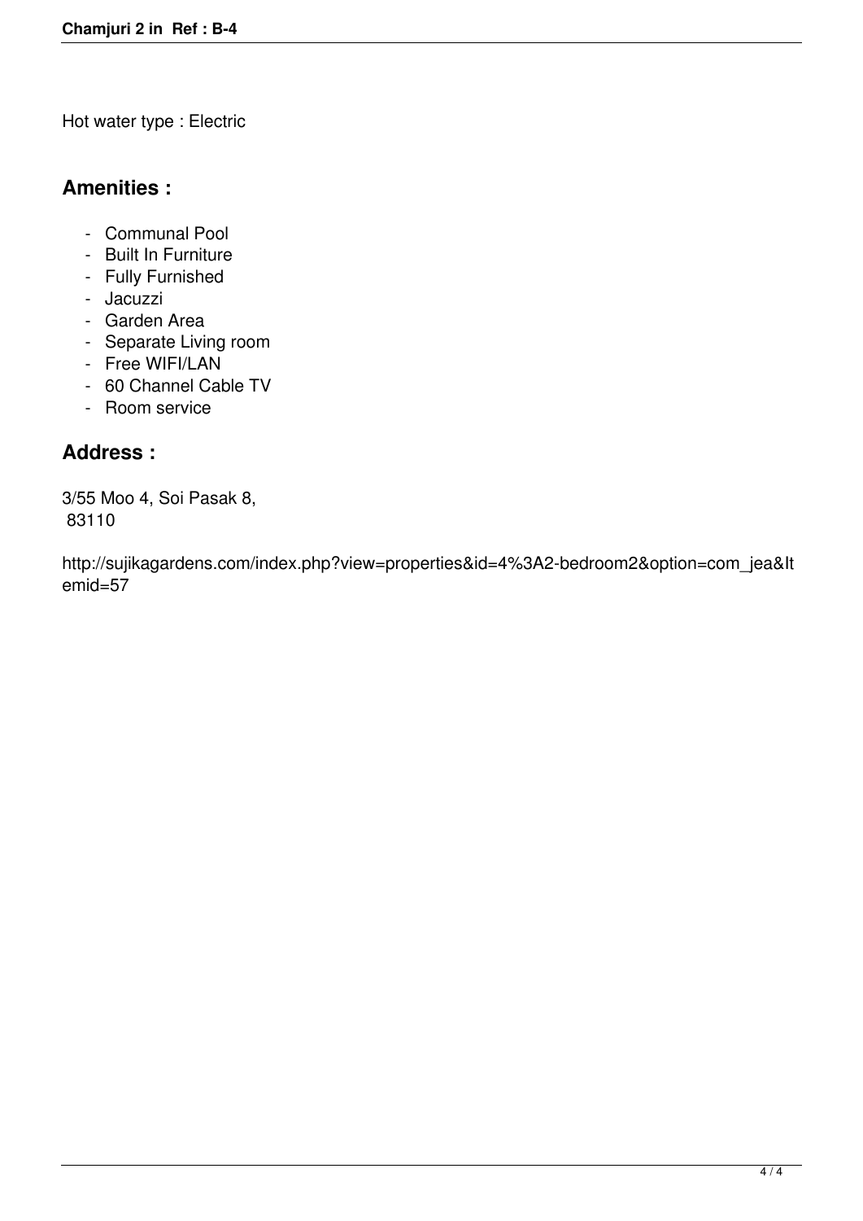Hot water type : Electric

## Amenities :

- Communal Pool
- Built In Furniture
- Fully Furnished
- Jacuzzi
- Garden Area
- Separate Living room
- Free WIFI/LAN
- 60 Channel Cable TV
- Room service

## Address :

3/55 Moo 4, Soi Pasak 8,
83110

http://sujikagardens.com/index.php?view=properties&id=4%3A2-bedroom2&option=com_jea&Itemid=57